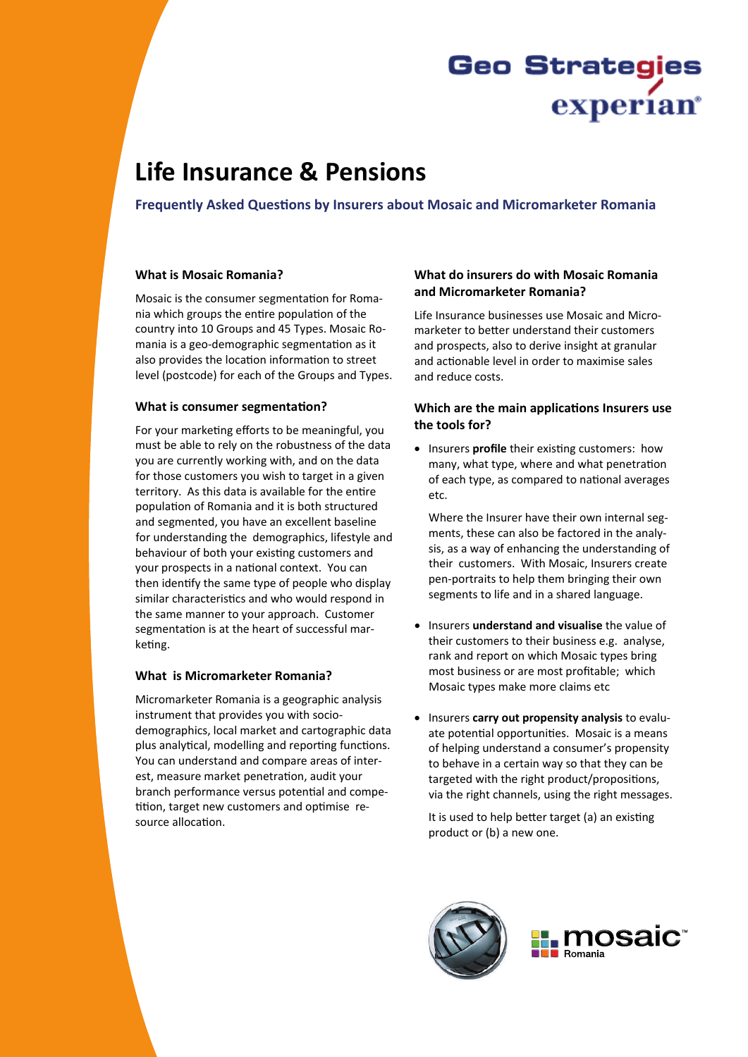# Life Insurance & Pensions

**Frequently Asked Questions by Insurers about Mosaic and Micromarketer Romania**

### What is Mosaic Romania?

Mosaic is the consumer segmentation for Romania which groups the entire population of the country into 10 Groups and 45 Types. Mosaic Romania is a geo-demographic segmentation as it also provides the location information to street level (postcode) for each of the Groups and Types.

### What is consumer segmentation?

For your marketing efforts to be meaningful, you must be able to rely on the robustness of the data you are currently working with, and on the data for those customers you wish to target in a given territory. As this data is available for the entire population of Romania and it is both structured and segmented, you have an excellent baseline for understanding the demographics, lifestyle and behaviour of both your existing customers and your prospects in a national context. You can then identify the same type of people who display similar characteristics and who would respond in the same manner to your approach. Customer segmentation is at the heart of successful marketing.

### What is Micromarketer Romania?

Micromarketer Romania is a geographic analysis instrument that provides you with socio-demographics, local market and cartographic data plus analytical, modelling and reporting functions. You can understand and compare areas of interest, measure market penetration, audit your branch performance versus potential and competition, target new customers and optimise resource allocation.

### What do insurers do with Mosaic Romania and Micromarketer Romania?

Life Insurance businesses use Mosaic and Micromarketer to better understand their customers and prospects, also to derive insight at granular and actionable level in order to maximise sales and reduce costs.

### Which are the main applications Insurers use the tools for?

- Insurers **profile** their existing customers: how many, what type, where and what penetration of each type, as compared to national averages etc.

  Where the Insurer have their own internal segments, these can also be factored in the analysis, as a way of enhancing the understanding of their customers. With Mosaic, Insurers create pen-portraits to help them bringing their own segments to life and in a shared language.

- Insurers **understand and visualise** the value of their customers to their business e.g. analyse, rank and report on which Mosaic types bring most business or are most profitable; which Mosaic types make more claims etc

- Insurers **carry out propensity analysis** to evaluate potential opportunities. Mosaic is a means of helping understand a consumer's propensity to behave in a certain way so that they can be targeted with the right product/propositions, via the right channels, using the right messages.

  It is used to help better target (a) an existing product or (b) a new one.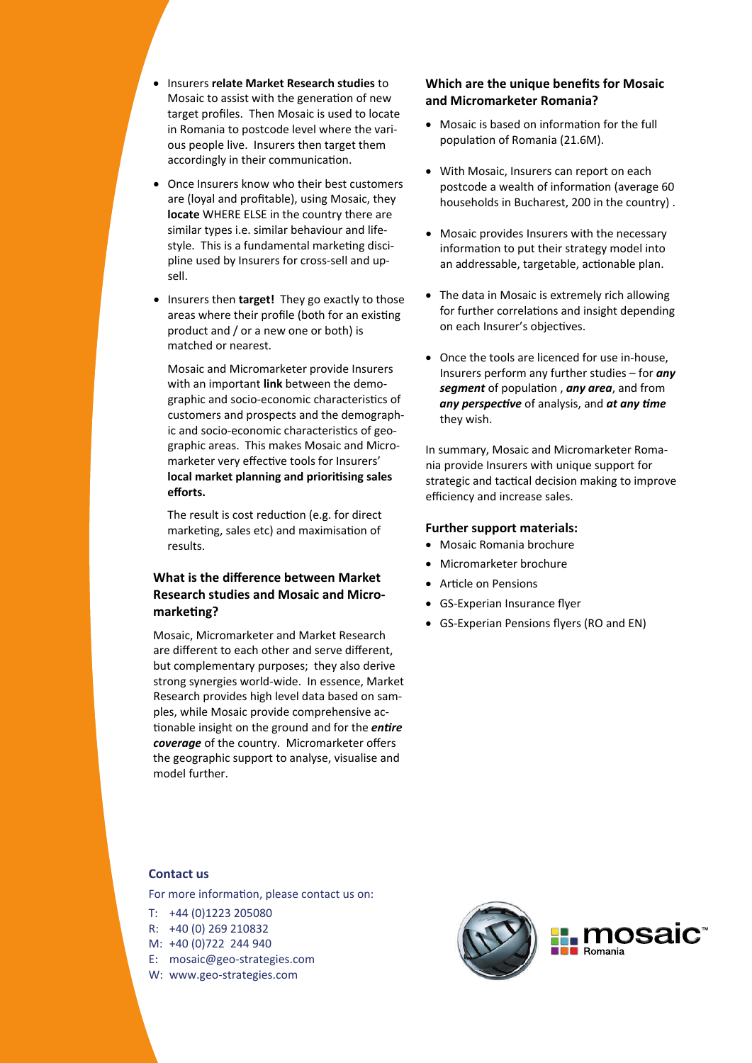- Insurers **relate Market Research studies** to Mosaic to assist with the generation of new target profiles. Then Mosaic is used to locate in Romania to postcode level where the various people live. Insurers then target them accordingly in their communication.
- Once Insurers know who their best customers are (loyal and profitable), using Mosaic, they **locate** WHERE ELSE in the country there are similar types i.e. similar behaviour and lifestyle. This is a fundamental marketing discipline used by Insurers for cross-sell and up-sell.
- Insurers then **target!** They go exactly to those areas where their profile (both for an existing product and / or a new one or both) is matched or nearest.

  Mosaic and Micromarketer provide Insurers with an important **link** between the demographic and socio-economic characteristics of customers and prospects and the demographic and socio-economic characteristics of geographic areas. This makes Mosaic and Micromarketer very effective tools for Insurers' **local market planning and prioritising sales efforts.**

  The result is cost reduction (e.g. for direct marketing, sales etc) and maximisation of results.

### What is the difference between Market Research studies and Mosaic and Micromarketing?

Mosaic, Micromarketer and Market Research are different to each other and serve different, but complementary purposes; they also derive strong synergies world-wide. In essence, Market Research provides high level data based on samples, while Mosaic provide comprehensive actionable insight on the ground and for the ***entire coverage*** of the country. Micromarketer offers the geographic support to analyse, visualise and model further.

### Which are the unique benefits for Mosaic and Micromarketer Romania?

- Mosaic is based on information for the full population of Romania (21.6M).
- With Mosaic, Insurers can report on each postcode a wealth of information (average 60 households in Bucharest, 200 in the country) .
- Mosaic provides Insurers with the necessary information to put their strategy model into an addressable, targetable, actionable plan.
- The data in Mosaic is extremely rich allowing for further correlations and insight depending on each Insurer's objectives.
- Once the tools are licenced for use in-house, Insurers perform any further studies – for ***any segment*** of population , ***any area***, and from ***any perspective*** of analysis, and ***at any time*** they wish.

In summary, Mosaic and Micromarketer Romania provide Insurers with unique support for strategic and tactical decision making to improve efficiency and increase sales.

### Further support materials:

- Mosaic Romania brochure
- Micromarketer brochure
- Article on Pensions
- GS-Experian Insurance flyer
- GS-Experian Pensions flyers (RO and EN)

### Contact us

For more information, please contact us on:

T: +44 (0)1223 205080
R: +40 (0) 269 210832
M: +40 (0)722 244 940
E: mosaic@geo-strategies.com
W: www.geo-strategies.com

mosaic™ Romania